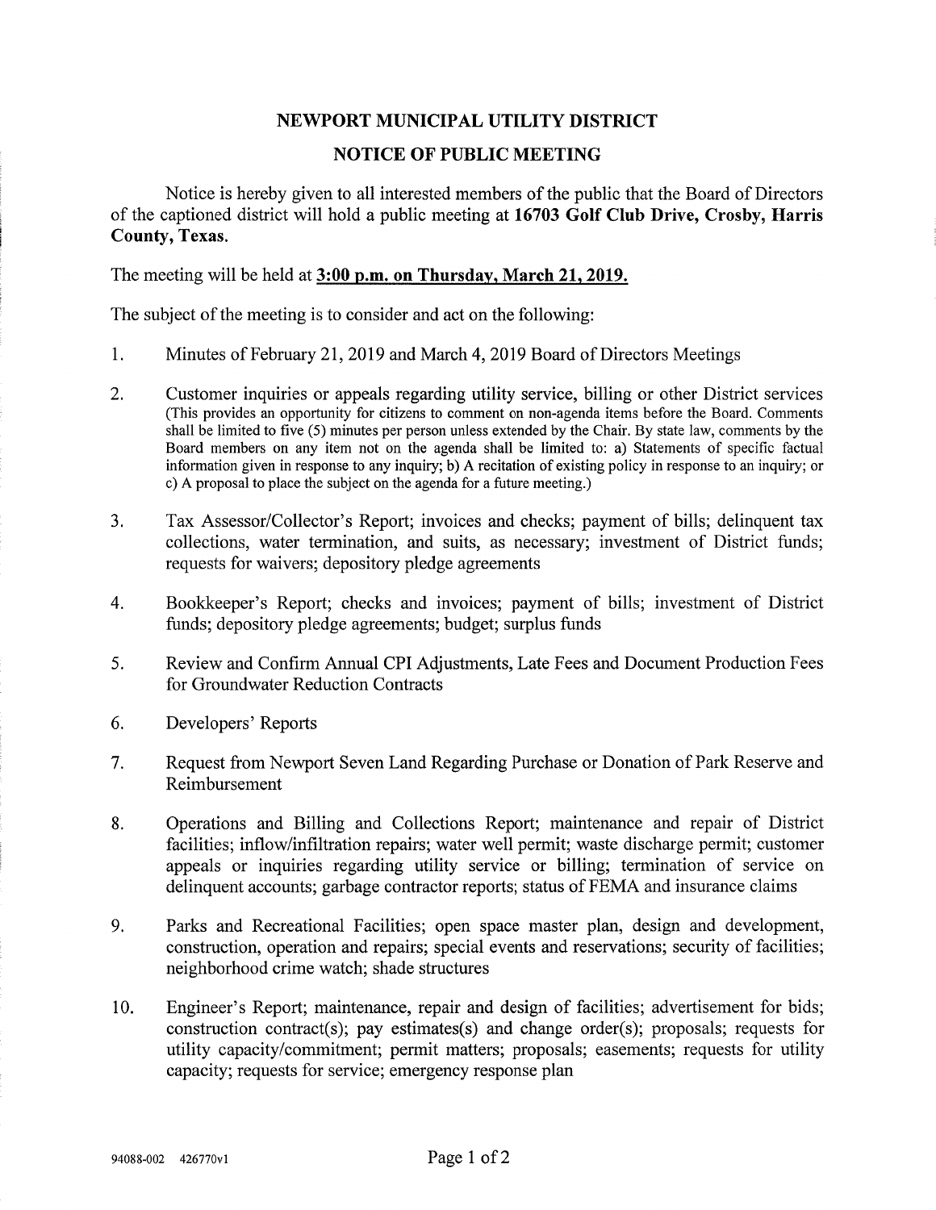# NEWPORT MUNICIPAL UTILITY DISTRICT

## NOTICE OF PUBLIC MEETING

Notice is hereby given to all interested members of the public that the Board of Directors of the captioned district will hold a public meeting at **16703 Golf Club Drive, Crosby, Harris County, Texas.**

The meeting will be held at **3:00 p.m. on Thursday, March 21, 2019.**

The subject of the meeting is to consider and act on the following:

1. Minutes of February 21, 2019 and March 4, 2019 Board of Directors Meetings

2. Customer inquiries or appeals regarding utility service, billing or other District services (This provides an opportunity for citizens to comment on non-agenda items before the Board. Comments shall be limited to five (5) minutes per person unless extended by the Chair. By state law, comments by the Board members on any item not on the agenda shall be limited to: a) Statements of specific factual information given in response to any inquiry; b) A recitation of existing policy in response to an inquiry; or c) A proposal to place the subject on the agenda for a future meeting.)

3. Tax Assessor/Collector's Report; invoices and checks; payment of bills; delinquent tax collections, water termination, and suits, as necessary; investment of District funds; requests for waivers; depository pledge agreements

4. Bookkeeper's Report; checks and invoices; payment of bills; investment of District funds; depository pledge agreements; budget; surplus funds

5. Review and Confirm Annual CPI Adjustments, Late Fees and Document Production Fees for Groundwater Reduction Contracts

6. Developers' Reports

7. Request from Newport Seven Land Regarding Purchase or Donation of Park Reserve and Reimbursement

8. Operations and Billing and Collections Report; maintenance and repair of District facilities; inflow/infiltration repairs; water well permit; waste discharge permit; customer appeals or inquiries regarding utility service or billing; termination of service on delinquent accounts; garbage contractor reports; status of FEMA and insurance claims

9. Parks and Recreational Facilities; open space master plan, design and development, construction, operation and repairs; special events and reservations; security of facilities; neighborhood crime watch; shade structures

10. Engineer's Report; maintenance, repair and design of facilities; advertisement for bids; construction contract(s); pay estimates(s) and change order(s); proposals; requests for utility capacity/commitment; permit matters; proposals; easements; requests for utility capacity; requests for service; emergency response plan

94088-002 426770v1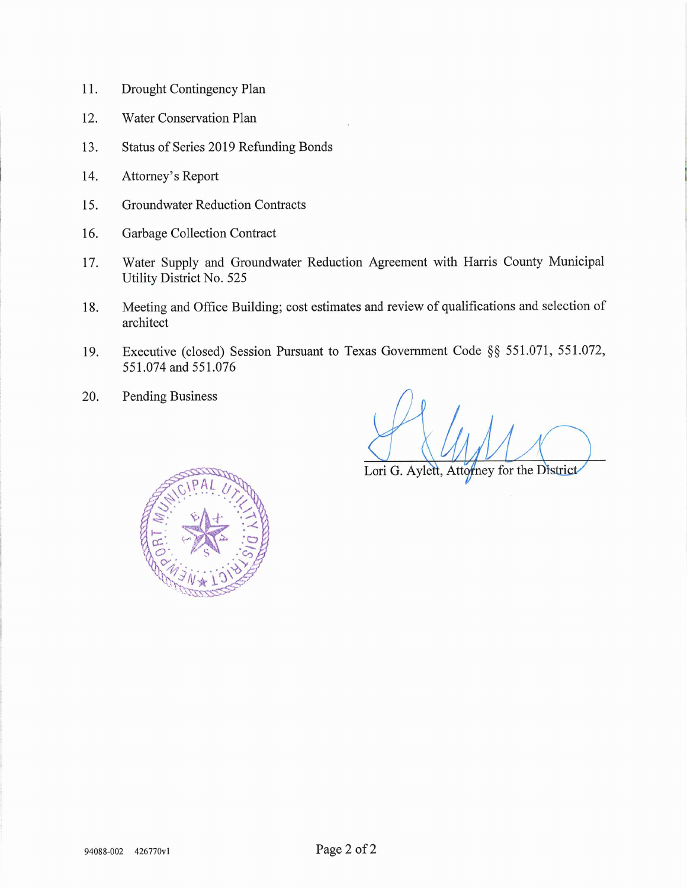11. Drought Contingency Plan

12. Water Conservation Plan

13. Status of Series 2019 Refunding Bonds

14. Attorney's Report

15. Groundwater Reduction Contracts

16. Garbage Collection Contract

17. Water Supply and Groundwater Reduction Agreement with Harris County Municipal Utility District No. 525

18. Meeting and Office Building; cost estimates and review of qualifications and selection of architect

19. Executive (closed) Session Pursuant to Texas Government Code §§ 551.071, 551.072, 551.074 and 551.076

20. Pending Business

Lori G. Aylett, Attorney for the District

NEWPORT MUNICIPAL UTILITY DISTRICT TEXAS

94088-002 426770v1